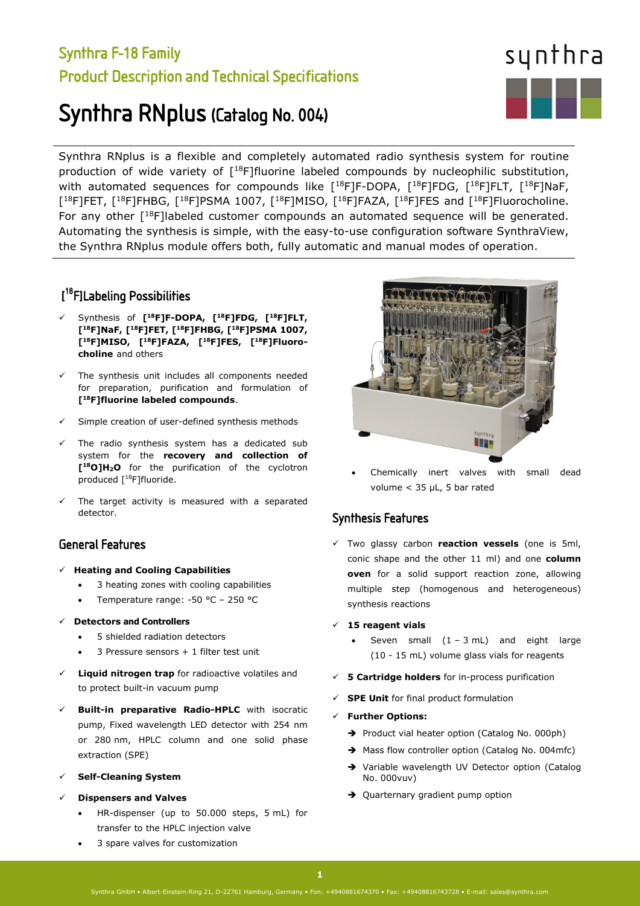# Synthra F-18 Family

## Product Description and Technical Specifications

# Synthra RNplus (Catalog No. 004)

Synthra RNplus is a flexible and completely automated radio synthesis system for routine production of wide variety of [$^{18}$F]fluorine labeled compounds by nucleophilic substitution, with automated sequences for compounds like [$^{18}$F]F-DOPA, [$^{18}$F]FDG, [$^{18}$F]FLT, [$^{18}$F]NaF, [$^{18}$F]FET, [$^{18}$F]FHBG, [$^{18}$F]PSMA 1007, [$^{18}$F]MISO, [$^{18}$F]FAZA, [$^{18}$F]FES and [$^{18}$F]Fluorocholine. For any other [$^{18}$F]labeled customer compounds an automated sequence will be generated. Automating the synthesis is simple, with the easy-to-use configuration software SynthraView, the Synthra RNplus module offers both, fully automatic and manual modes of operation.

## [$^{18}$F]Labeling Possibilities

- ✓ Synthesis of **[$^{18}$F]F-DOPA, [$^{18}$F]FDG, [$^{18}$F]FLT, [$^{18}$F]NaF, [$^{18}$F]FET, [$^{18}$F]FHBG, [$^{18}$F]PSMA 1007, [$^{18}$F]MISO, [$^{18}$F]FAZA, [$^{18}$F]FES, [$^{18}$F]Fluoro-choline** and others
- ✓ The synthesis unit includes all components needed for preparation, purification and formulation of **[$^{18}$F]fluorine labeled compounds**.
- ✓ Simple creation of user-defined synthesis methods
- ✓ The radio synthesis system has a dedicated sub system for the **recovery and collection of [$^{18}$O]$H_2$O** for the purification of the cyclotron produced [$^{18}$F]fluoride.
- ✓ The target activity is measured with a separated detector.

## General Features

- ✓ **Heating and Cooling Capabilities**
  - 3 heating zones with cooling capabilities
  - Temperature range: -50 °C – 250 °C
- ✓ **Detectors and Controllers**
  - 5 shielded radiation detectors
  - 3 Pressure sensors + 1 filter test unit
- ✓ **Liquid nitrogen trap** for radioactive volatiles and to protect built-in vacuum pump
- ✓ **Built-in preparative Radio-HPLC** with isocratic pump, Fixed wavelength LED detector with 254 nm or 280 nm, HPLC column and one solid phase extraction (SPE)
- ✓ **Self-Cleaning System**
- ✓ **Dispensers and Valves**
  - HR-dispenser (up to 50.000 steps, 5 mL) for transfer to the HPLC injection valve
  - 3 spare valves for customization
  - Chemically inert valves with small dead volume < 35 µL, 5 bar rated

## Synthesis Features

- ✓ Two glassy carbon **reaction vessels** (one is 5ml, conic shape and the other 11 ml) and one **column oven** for a solid support reaction zone, allowing multiple step (homogenous and heterogeneous) synthesis reactions
- ✓ **15 reagent vials**
  - Seven small (1 – 3 mL) and eight large (10 - 15 mL) volume glass vials for reagents
- ✓ **5 Cartridge holders** for in-process purification
- ✓ **SPE Unit** for final product formulation
- ✓ **Further Options:**
  - ➔ Product vial heater option (Catalog No. 000ph)
  - ➔ Mass flow controller option (Catalog No. 004mfc)
  - ➔ Variable wavelength UV Detector option (Catalog No. 000vuv)
  - ➔ Quarternary gradient pump option

Synthra GmbH • Albert-Einstein-Ring 21, D-22761 Hamburg, Germany • Fon: +4940881674370 • Fax: +49408816743728 • E-mail: sales@synthra.com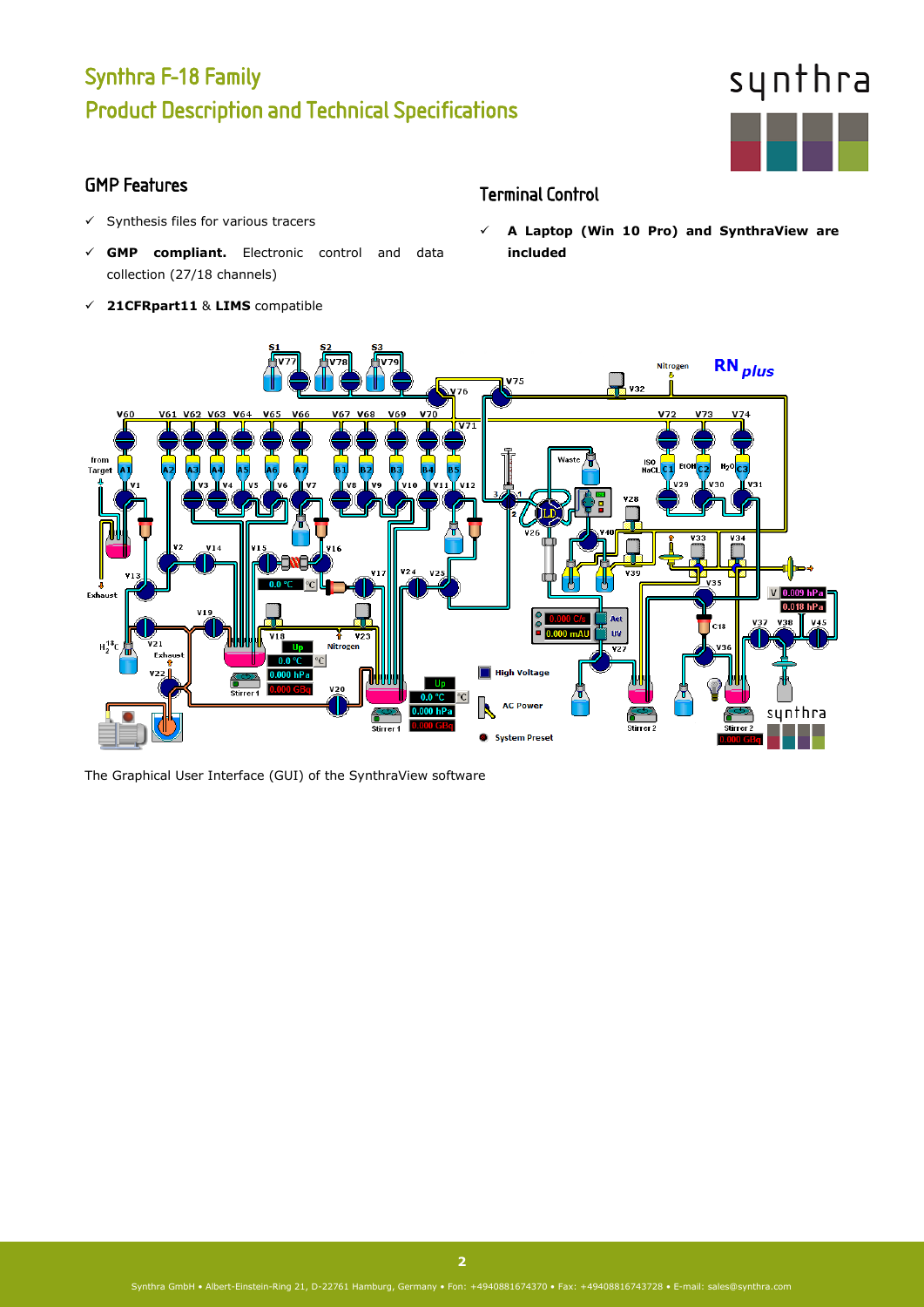# Synthra F-18 Family
## Product Description and Technical Specifications

### GMP Features

- ✓ Synthesis files for various tracers
- ✓ **GMP compliant.** Electronic control and data collection (27/18 channels)
- ✓ **21CFRpart11** & **LIMS** compatible

### Terminal Control

- ✓ **A Laptop (Win 10 Pro) and SynthraView are included**

The Graphical User Interface (GUI) of the SynthraView software